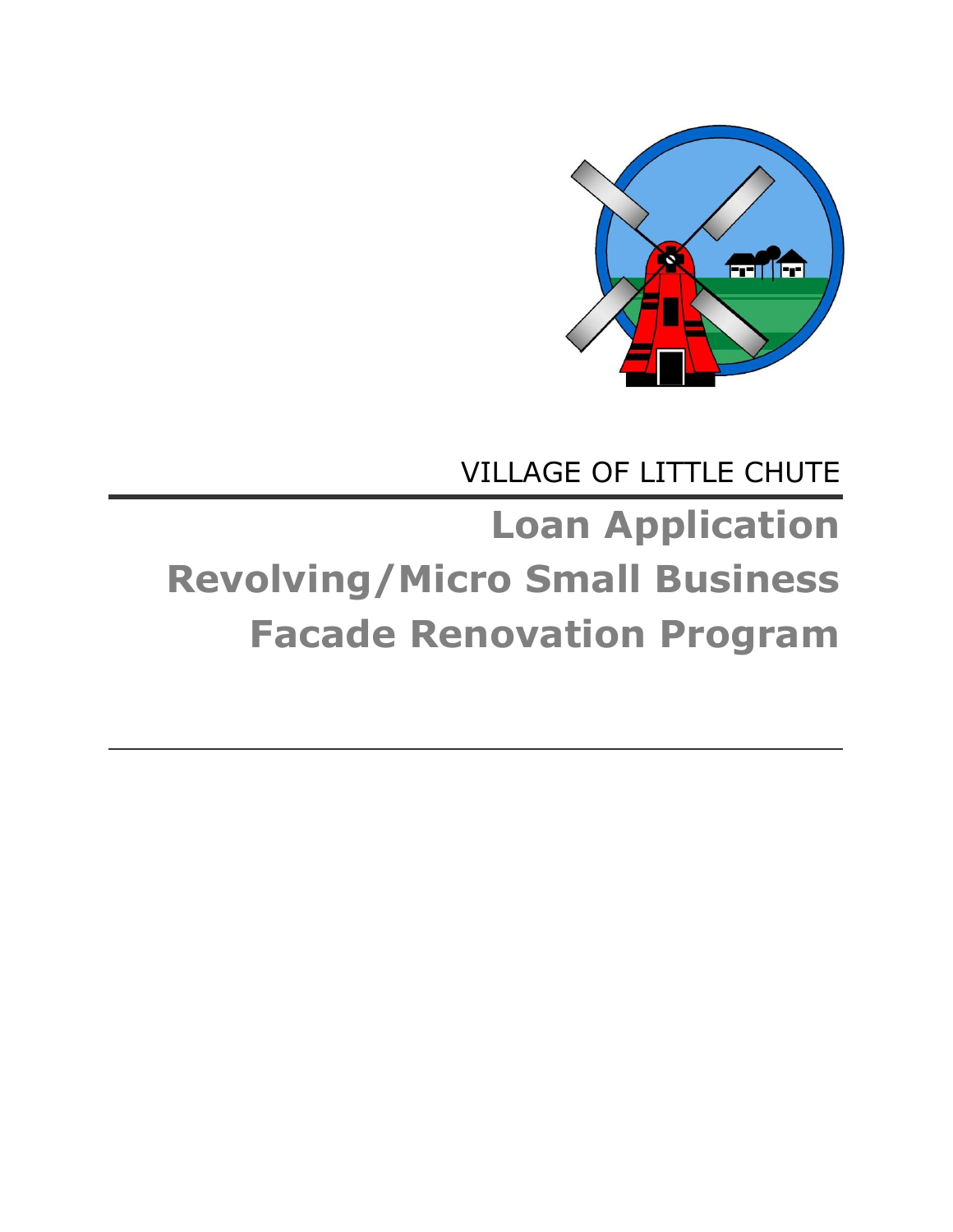VILLAGE OF LITTLE CHUTE

# Loan Application

# Revolving/Micro Small Business

# Facade Renovation Program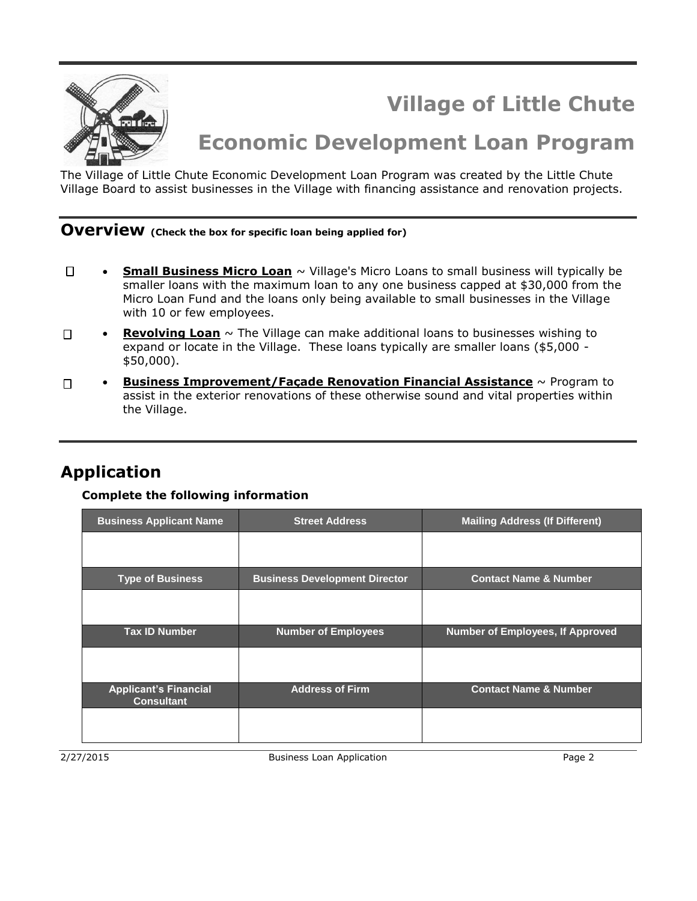# Village of Little Chute

# Economic Development Loan Program

The Village of Little Chute Economic Development Loan Program was created by the Little Chute Village Board to assist businesses in the Village with financing assistance and renovation projects.

## Overview (Check the box for specific loan being applied for)

- ☐ **Small Business Micro Loan** ~ Village's Micro Loans to small business will typically be smaller loans with the maximum loan to any one business capped at $30,000 from the Micro Loan Fund and the loans only being available to small businesses in the Village with 10 or few employees.
- ☐ **Revolving Loan** ~ The Village can make additional loans to businesses wishing to expand or locate in the Village. These loans typically are smaller loans ($5,000 - $50,000).
- ☐ **Business Improvement/Façade Renovation Financial Assistance** ~ Program to assist in the exterior renovations of these otherwise sound and vital properties within the Village.

## Application

**Complete the following information**

| Business Applicant Name | Street Address | Mailing Address (If Different) |
|---|---|---|
| | | |
| **Type of Business** | **Business Development Director** | **Contact Name & Number** |
| | | |
| **Tax ID Number** | **Number of Employees** | **Number of Employees, If Approved** |
| | | |
| **Applicant's Financial Consultant** | **Address of Firm** | **Contact Name & Number** |
| | | |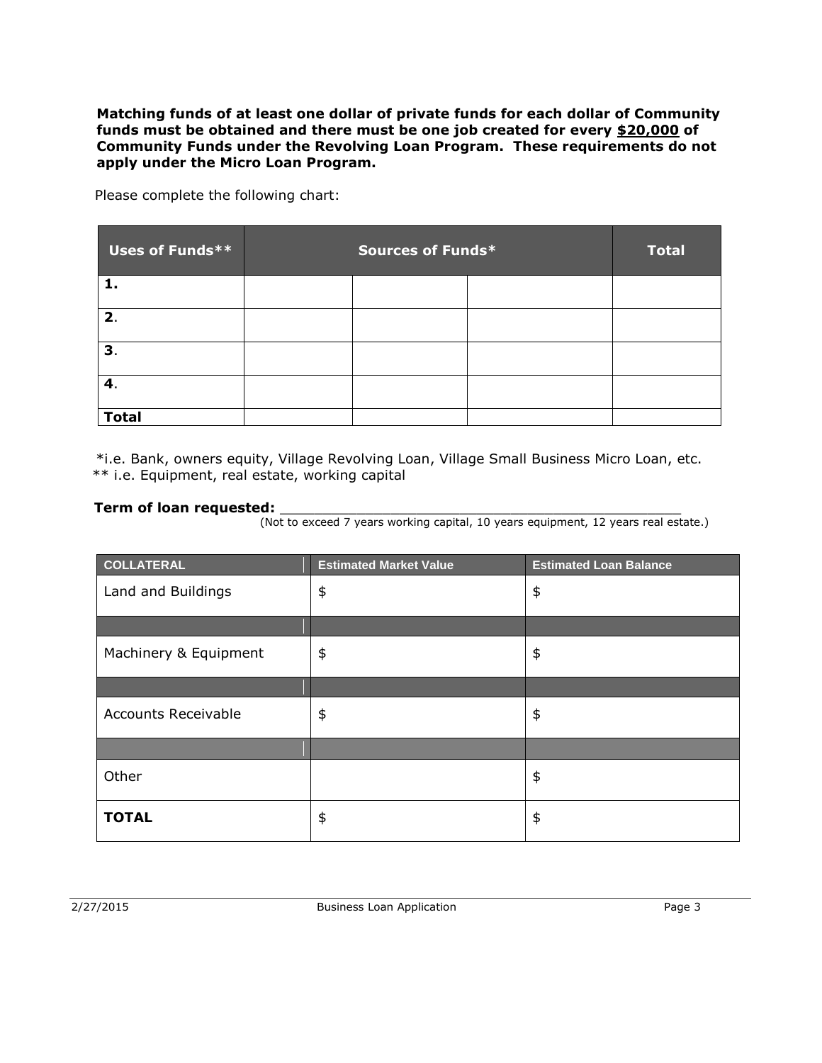**Matching funds of at least one dollar of private funds for each dollar of Community funds must be obtained and there must be one job created for every $20,000 of Community Funds under the Revolving Loan Program. These requirements do not apply under the Micro Loan Program.**

Please complete the following chart:

| Uses of Funds** | Sources of Funds* | | | Total |
|---|---|---|---|---|
| **1.** | | | | |
| **2**. | | | | |
| **3**. | | | | |
| **4**. | | | | |
| **Total** | | | | |

*i.e. Bank, owners equity, Village Revolving Loan, Village Small Business Micro Loan, etc.
** i.e. Equipment, real estate, working capital

**Term of loan requested:** ______________________________________________
(Not to exceed 7 years working capital, 10 years equipment, 12 years real estate.)

| COLLATERAL | Estimated Market Value | Estimated Loan Balance |
|---|---|---|
| Land and Buildings | $ | $ |
| | | |
| Machinery & Equipment | $ | $ |
| | | |
| Accounts Receivable | $ | $ |
| | | |
| Other | | $ |
| **TOTAL** | $ | $ |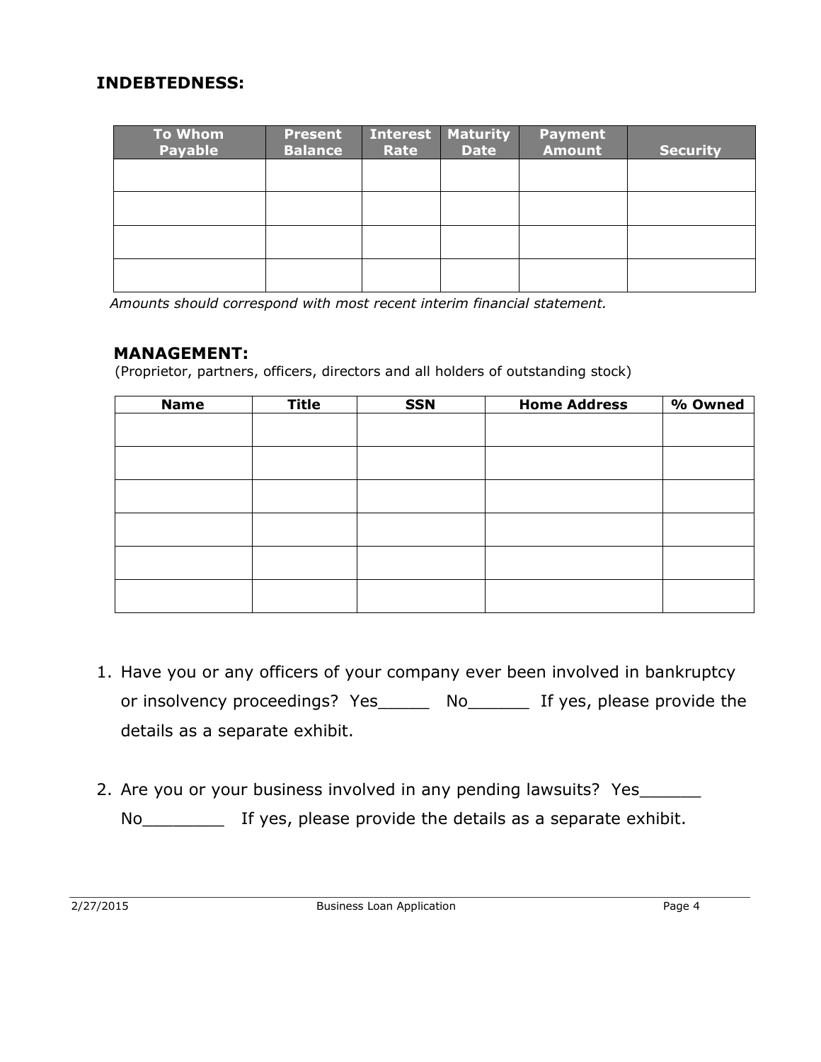## INDEBTEDNESS:

| To Whom Payable | Present Balance | Interest Rate | Maturity Date | Payment Amount | Security |
|---|---|---|---|---|---|
| | | | | | |
| | | | | | |
| | | | | | |
| | | | | | |

*Amounts should correspond with most recent interim financial statement.*

## MANAGEMENT:

(Proprietor, partners, officers, directors and all holders of outstanding stock)

| Name | Title | SSN | Home Address | % Owned |
|---|---|---|---|---|
| | | | | |
| | | | | |
| | | | | |
| | | | | |
| | | | | |
| | | | | |

1. Have you or any officers of your company ever been involved in bankruptcy or insolvency proceedings? Yes_____ No______ If yes, please provide the details as a separate exhibit.

2. Are you or your business involved in any pending lawsuits? Yes______ No________ If yes, please provide the details as a separate exhibit.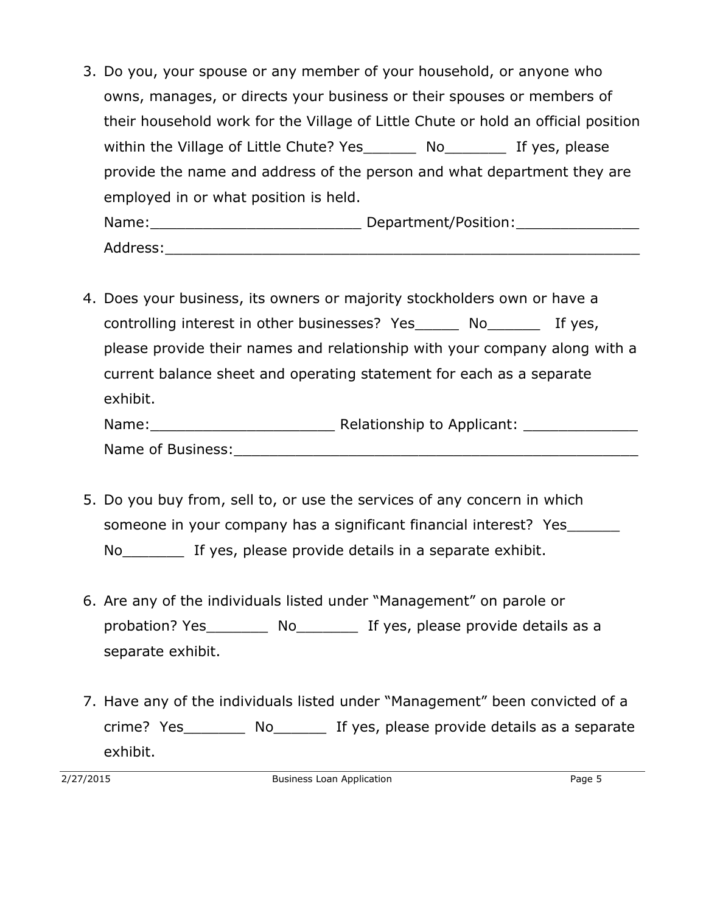3. Do you, your spouse or any member of your household, or anyone who owns, manages, or directs your business or their spouses or members of their household work for the Village of Little Chute or hold an official position within the Village of Little Chute? Yes______ No_______ If yes, please provide the name and address of the person and what department they are employed in or what position is held.
   Name:________________________ Department/Position:______________
   Address:_______________________________________________________

4. Does your business, its owners or majority stockholders own or have a controlling interest in other businesses? Yes_____ No______ If yes, please provide their names and relationship with your company along with a current balance sheet and operating statement for each as a separate exhibit.
   Name:_____________________ Relationship to Applicant: _____________
   Name of Business:_______________________________________________

5. Do you buy from, sell to, or use the services of any concern in which someone in your company has a significant financial interest? Yes______ No_______ If yes, please provide details in a separate exhibit.

6. Are any of the individuals listed under "Management" on parole or probation? Yes_______ No_______ If yes, please provide details as a separate exhibit.

7. Have any of the individuals listed under "Management" been convicted of a crime? Yes_______ No______ If yes, please provide details as a separate exhibit.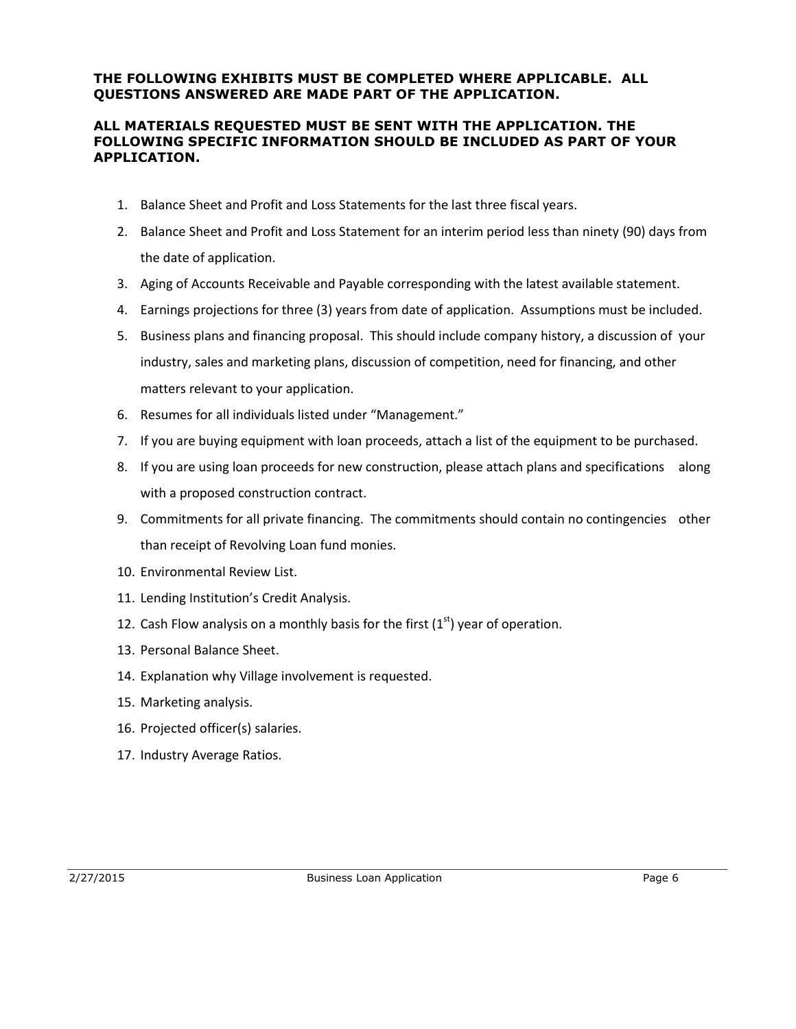**THE FOLLOWING EXHIBITS MUST BE COMPLETED WHERE APPLICABLE. ALL QUESTIONS ANSWERED ARE MADE PART OF THE APPLICATION.**

**ALL MATERIALS REQUESTED MUST BE SENT WITH THE APPLICATION. THE FOLLOWING SPECIFIC INFORMATION SHOULD BE INCLUDED AS PART OF YOUR APPLICATION.**

1. Balance Sheet and Profit and Loss Statements for the last three fiscal years.
2. Balance Sheet and Profit and Loss Statement for an interim period less than ninety (90) days from the date of application.
3. Aging of Accounts Receivable and Payable corresponding with the latest available statement.
4. Earnings projections for three (3) years from date of application. Assumptions must be included.
5. Business plans and financing proposal. This should include company history, a discussion of your industry, sales and marketing plans, discussion of competition, need for financing, and other matters relevant to your application.
6. Resumes for all individuals listed under "Management."
7. If you are buying equipment with loan proceeds, attach a list of the equipment to be purchased.
8. If you are using loan proceeds for new construction, please attach plans and specifications along with a proposed construction contract.
9. Commitments for all private financing. The commitments should contain no contingencies other than receipt of Revolving Loan fund monies.
10. Environmental Review List.
11. Lending Institution's Credit Analysis.
12. Cash Flow analysis on a monthly basis for the first (1st) year of operation.
13. Personal Balance Sheet.
14. Explanation why Village involvement is requested.
15. Marketing analysis.
16. Projected officer(s) salaries.
17. Industry Average Ratios.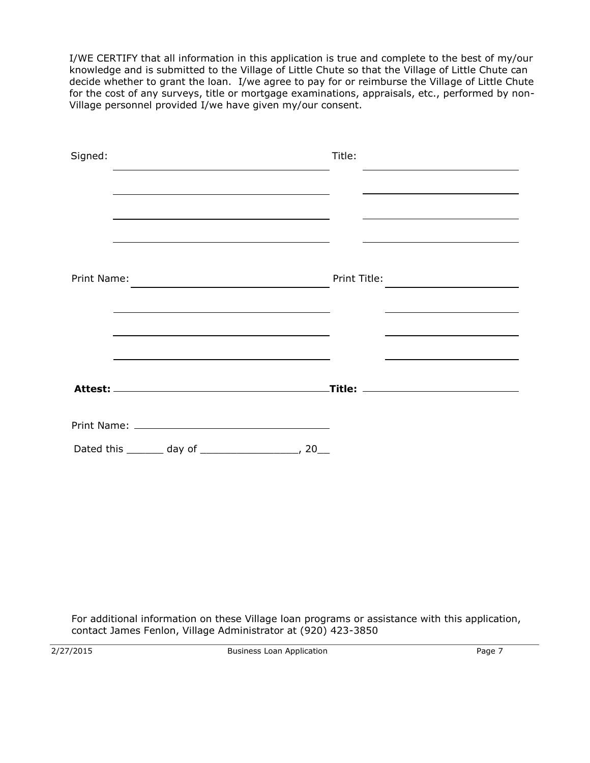I/WE CERTIFY that all information in this application is true and complete to the best of my/our knowledge and is submitted to the Village of Little Chute so that the Village of Little Chute can decide whether to grant the loan. I/we agree to pay for or reimburse the Village of Little Chute for the cost of any surveys, title or mortgage examinations, appraisals, etc., performed by non-Village personnel provided I/we have given my/our consent.

| | | | |
|---|---|---|---|
| Signed: | ______________________________ | Title: | ____________________ |
| | ______________________________ | | ____________________ |
| | ______________________________ | | ____________________ |
| | ______________________________ | | ____________________ |
| Print Name: | ______________________________ | Print Title: | ____________________ |
| | ______________________________ | | ____________________ |
| | ______________________________ | | ____________________ |
| | ______________________________ | | ____________________ |

**Attest:** ______________________________ **Title:** ____________________

Print Name: ______________________________

Dated this ______ day of ________________, 20__

For additional information on these Village loan programs or assistance with this application, contact James Fenlon, Village Administrator at (920) 423-3850